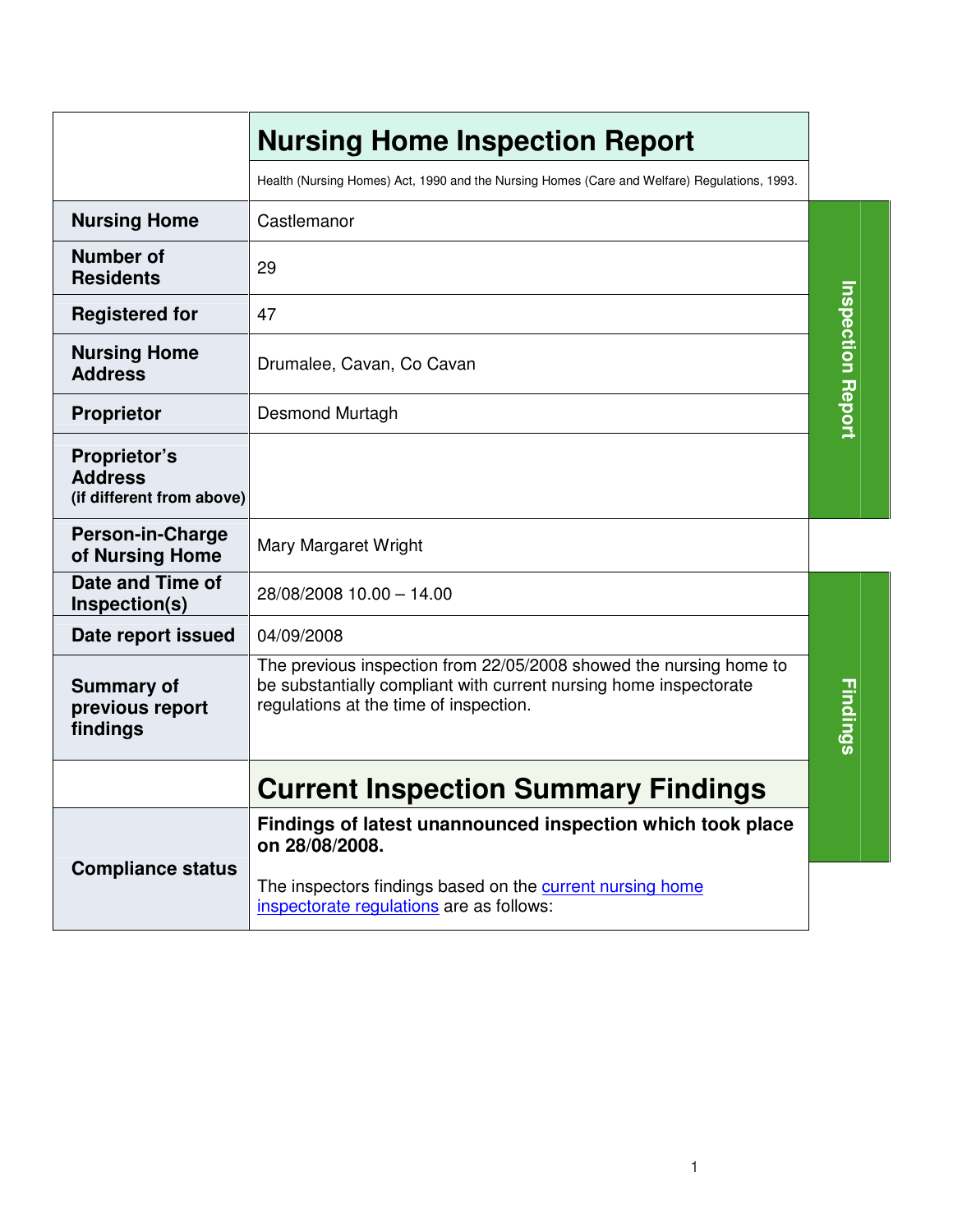# Nursing Home Inspection Report

Health (Nursing Homes) Act, 1990 and the Nursing Homes (Care and Welfare) Regulations, 1993.

| | |
|---|---|
| **Nursing Home** | Castlemanor |
| **Number of Residents** | 29 |
| **Registered for** | 47 |
| **Nursing Home Address** | Drumalee, Cavan, Co Cavan |
| **Proprietor** | Desmond Murtagh |
| **Proprietor's Address** (if different from above) | |
| **Person-in-Charge of Nursing Home** | Mary Margaret Wright |
| **Date and Time of Inspection(s)** | 28/08/2008 10.00 – 14.00 |
| **Date report issued** | 04/09/2008 |
| **Summary of previous report findings** | The previous inspection from 22/05/2008 showed the nursing home to be substantially compliant with current nursing home inspectorate regulations at the time of inspection. |

## Current Inspection Summary Findings

| | |
|---|---|
| **Compliance status** | **Findings of latest unannounced inspection which took place on 28/08/2008.** The inspectors findings based on the current nursing home inspectorate regulations are as follows: |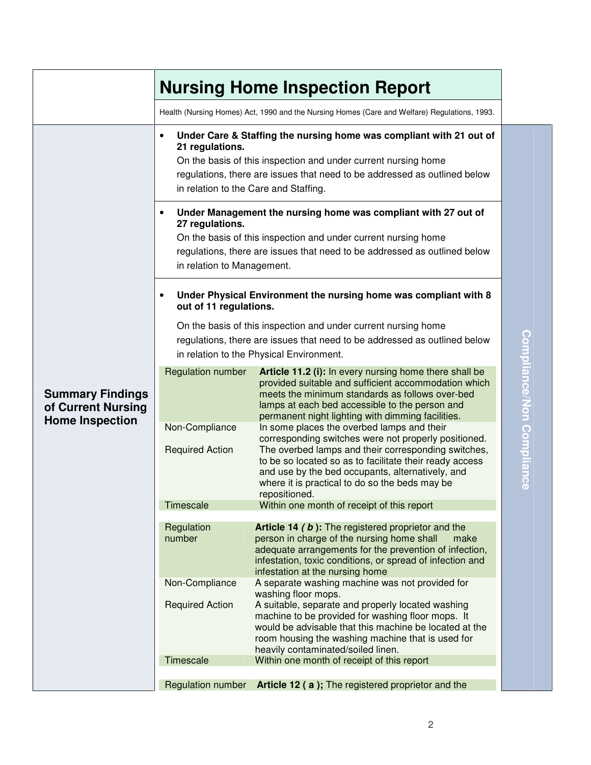# Nursing Home Inspection Report

Health (Nursing Homes) Act, 1990 and the Nursing Homes (Care and Welfare) Regulations, 1993.

## Summary Findings of Current Nursing Home Inspection

*Compliance/Non Compliance*

- **Under Care & Staffing the nursing home was compliant with 21 out of 21 regulations.**
  On the basis of this inspection and under current nursing home regulations, there are issues that need to be addressed as outlined below in relation to the Care and Staffing.

- **Under Management the nursing home was compliant with 27 out of 27 regulations.**
  On the basis of this inspection and under current nursing home regulations, there are issues that need to be addressed as outlined below in relation to Management.

- **Under Physical Environment the nursing home was compliant with 8 out of 11 regulations.**

  On the basis of this inspection and under current nursing home regulations, there are issues that need to be addressed as outlined below in relation to the Physical Environment.

| | |
|---|---|
| Regulation number | **Article 11.2 (i):** In every nursing home there shall be provided suitable and sufficient accommodation which meets the minimum standards as follows over-bed lamps at each bed accessible to the person and permanent night lighting with dimming facilities. |
| Non-Compliance | In some places the overbed lamps and their corresponding switches were not properly positioned. |
| Required Action | The overbed lamps and their corresponding switches, to be so located so as to facilitate their ready access and use by the bed occupants, alternatively, and where it is practical to do so the beds may be repositioned. |
| Timescale | Within one month of receipt of this report |

| | |
|---|---|
| Regulation number | **Article 14 ( *b* ):** The registered proprietor and the person in charge of the nursing home shall make adequate arrangements for the prevention of infection, infestation, toxic conditions, or spread of infection and infestation at the nursing home |
| Non-Compliance | A separate washing machine was not provided for washing floor mops. |
| Required Action | A suitable, separate and properly located washing machine to be provided for washing floor mops. It would be advisable that this machine be located at the room housing the washing machine that is used for heavily contaminated/soiled linen. |
| Timescale | Within one month of receipt of this report |

| | |
|---|---|
| Regulation number | **Article 12 ( a );** The registered proprietor and the |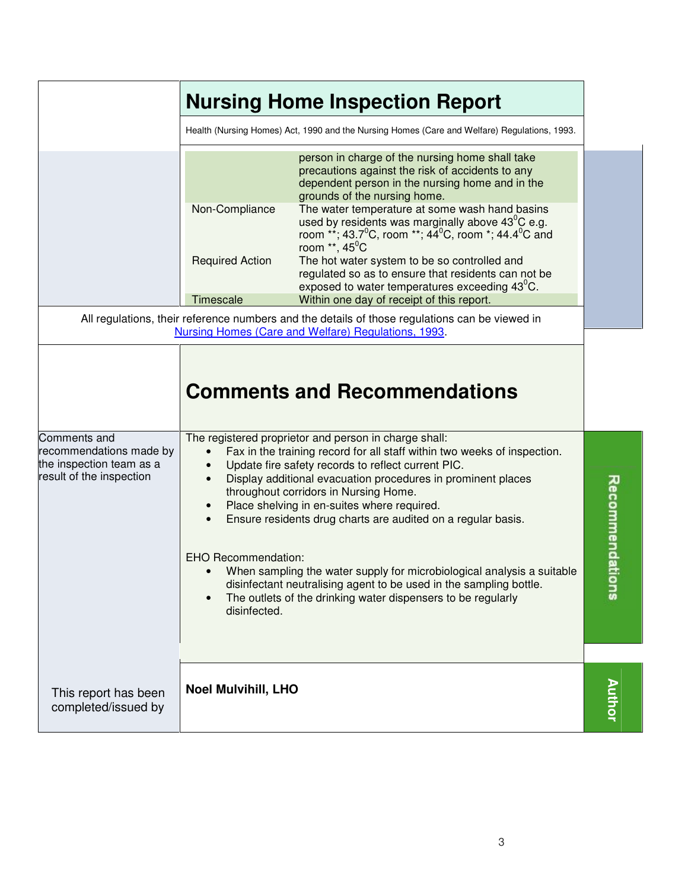# Nursing Home Inspection Report

Health (Nursing Homes) Act, 1990 and the Nursing Homes (Care and Welfare) Regulations, 1993.

| | |
|---|---|
| | person in charge of the nursing home shall take precautions against the risk of accidents to any dependent person in the nursing home and in the grounds of the nursing home. |
| Non-Compliance | The water temperature at some wash hand basins used by residents was marginally above $43^0$C e.g. room **; $43.7^0$C, room **; $44^0$C, room *; $44.4^0$C and room **, $45^0$C |
| Required Action | The hot water system to be so controlled and regulated so as to ensure that residents can not be exposed to water temperatures exceeding $43^0$C. |
| Timescale | Within one day of receipt of this report. |

All regulations, their reference numbers and the details of those regulations can be viewed in [Nursing Homes (Care and Welfare) Regulations, 1993](Nursing Homes (Care and Welfare) Regulations, 1993).

## Comments and Recommendations

**Recommendations**

Comments and recommendations made by the inspection team as a result of the inspection

The registered proprietor and person in charge shall:

- Fax in the training record for all staff within two weeks of inspection.
- Update fire safety records to reflect current PIC.
- Display additional evacuation procedures in prominent places throughout corridors in Nursing Home.
- Place shelving in en-suites where required.
- Ensure residents drug charts are audited on a regular basis.

EHO Recommendation:

- When sampling the water supply for microbiological analysis a suitable disinfectant neutralising agent to be used in the sampling bottle.
- The outlets of the drinking water dispensers to be regularly disinfected.

**Author**

This report has been completed/issued by

**Noel Mulvihill, LHO**